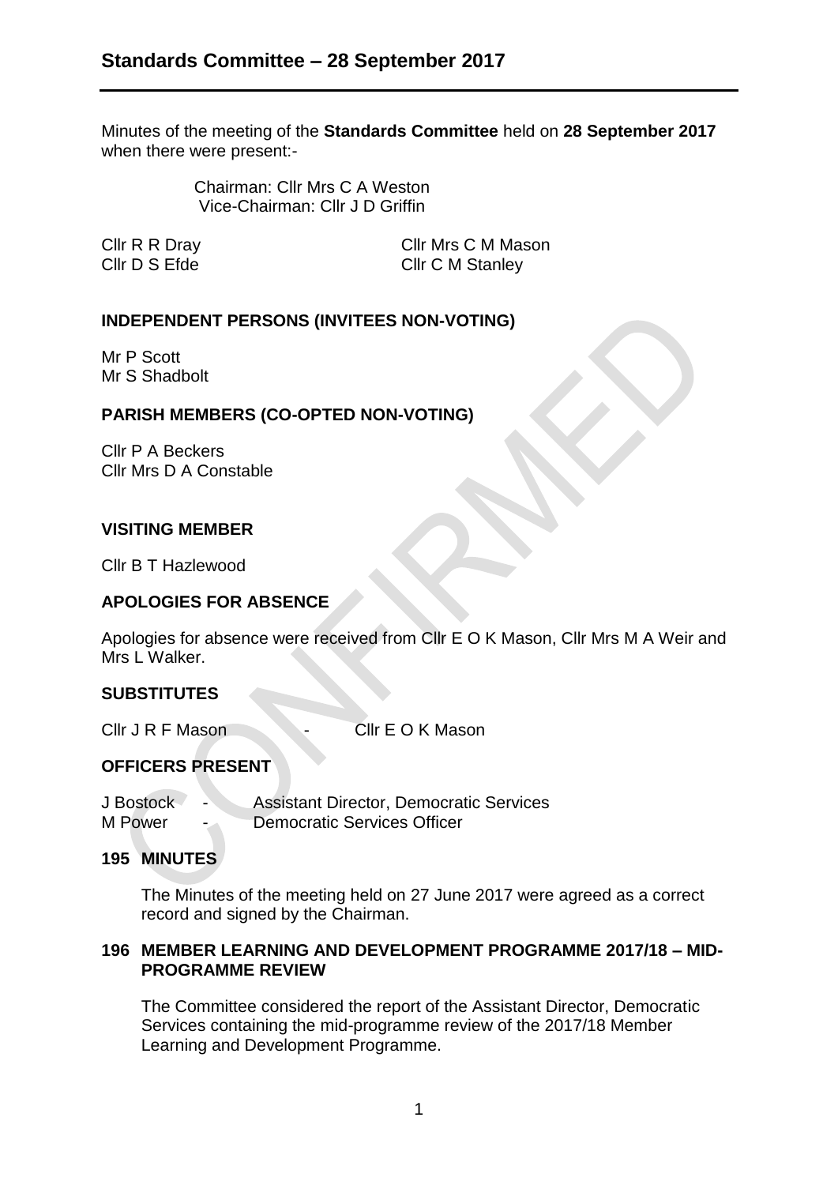# Standards Committee – 28 September 2017

Minutes of the meeting of the **Standards Committee** held on **28 September 2017** when there were present:-

Chairman: Cllr Mrs C A Weston
Vice-Chairman: Cllr J D Griffin

Cllr R R Dray
Cllr D S Efde
Cllr Mrs C M Mason
Cllr C M Stanley

## INDEPENDENT PERSONS (INVITEES NON-VOTING)

Mr P Scott
Mr S Shadbolt

## PARISH MEMBERS (CO-OPTED NON-VOTING)

Cllr P A Beckers
Cllr Mrs D A Constable

## VISITING MEMBER

Cllr B T Hazlewood

## APOLOGIES FOR ABSENCE

Apologies for absence were received from Cllr E O K Mason, Cllr Mrs M A Weir and Mrs L Walker.

## SUBSTITUTES

Cllr J R F Mason - Cllr E O K Mason

## OFFICERS PRESENT

J Bostock - Assistant Director, Democratic Services
M Power - Democratic Services Officer

## 195 MINUTES

The Minutes of the meeting held on 27 June 2017 were agreed as a correct record and signed by the Chairman.

## 196 MEMBER LEARNING AND DEVELOPMENT PROGRAMME 2017/18 – MID-PROGRAMME REVIEW

The Committee considered the report of the Assistant Director, Democratic Services containing the mid-programme review of the 2017/18 Member Learning and Development Programme.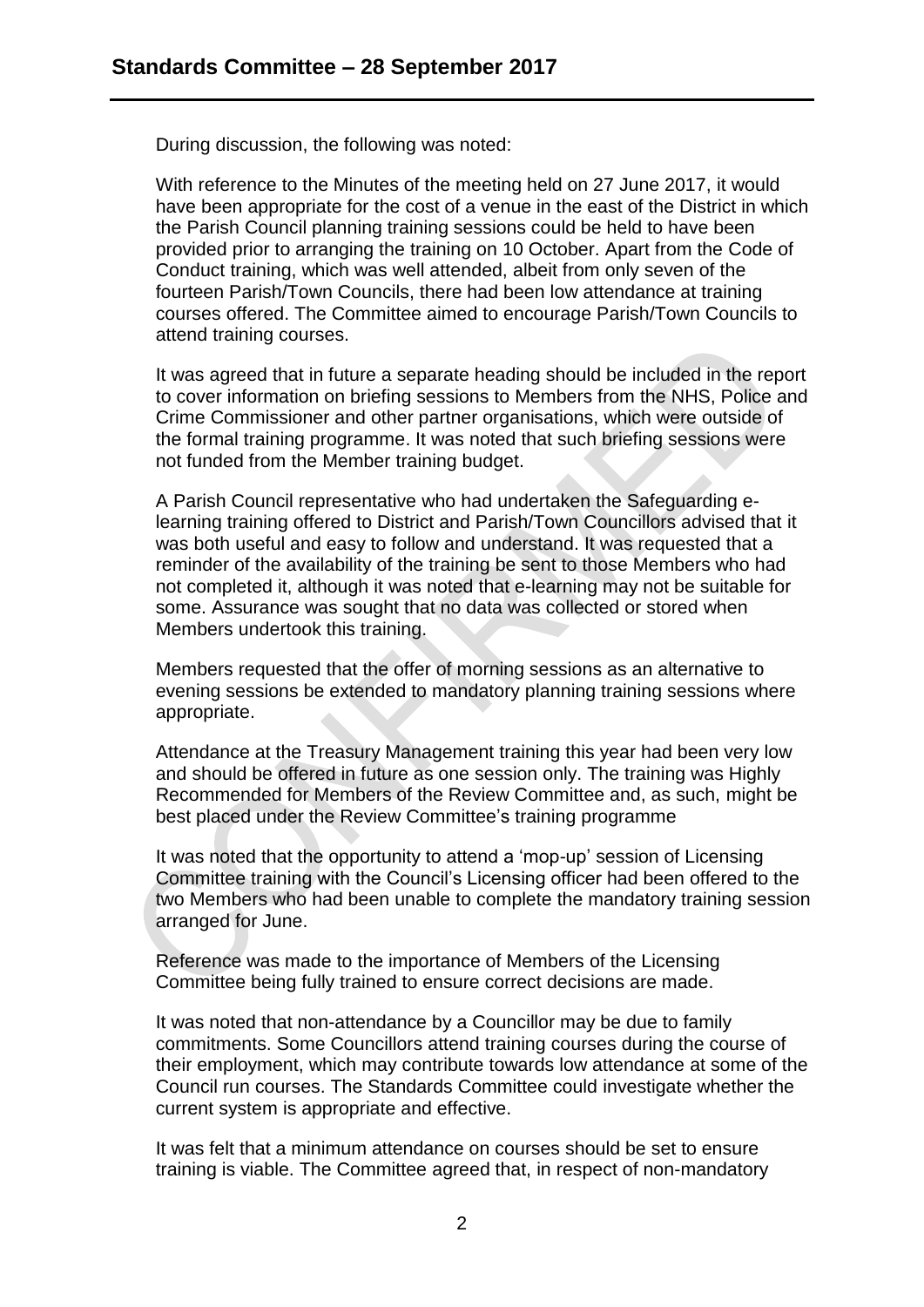During discussion, the following was noted:

With reference to the Minutes of the meeting held on 27 June 2017, it would have been appropriate for the cost of a venue in the east of the District in which the Parish Council planning training sessions could be held to have been provided prior to arranging the training on 10 October. Apart from the Code of Conduct training, which was well attended, albeit from only seven of the fourteen Parish/Town Councils, there had been low attendance at training courses offered. The Committee aimed to encourage Parish/Town Councils to attend training courses.

It was agreed that in future a separate heading should be included in the report to cover information on briefing sessions to Members from the NHS, Police and Crime Commissioner and other partner organisations, which were outside of the formal training programme. It was noted that such briefing sessions were not funded from the Member training budget.

A Parish Council representative who had undertaken the Safeguarding e-learning training offered to District and Parish/Town Councillors advised that it was both useful and easy to follow and understand. It was requested that a reminder of the availability of the training be sent to those Members who had not completed it, although it was noted that e-learning may not be suitable for some. Assurance was sought that no data was collected or stored when Members undertook this training.

Members requested that the offer of morning sessions as an alternative to evening sessions be extended to mandatory planning training sessions where appropriate.

Attendance at the Treasury Management training this year had been very low and should be offered in future as one session only. The training was Highly Recommended for Members of the Review Committee and, as such, might be best placed under the Review Committee's training programme

It was noted that the opportunity to attend a 'mop-up' session of Licensing Committee training with the Council's Licensing officer had been offered to the two Members who had been unable to complete the mandatory training session arranged for June.

Reference was made to the importance of Members of the Licensing Committee being fully trained to ensure correct decisions are made.

It was noted that non-attendance by a Councillor may be due to family commitments. Some Councillors attend training courses during the course of their employment, which may contribute towards low attendance at some of the Council run courses. The Standards Committee could investigate whether the current system is appropriate and effective.

It was felt that a minimum attendance on courses should be set to ensure training is viable. The Committee agreed that, in respect of non-mandatory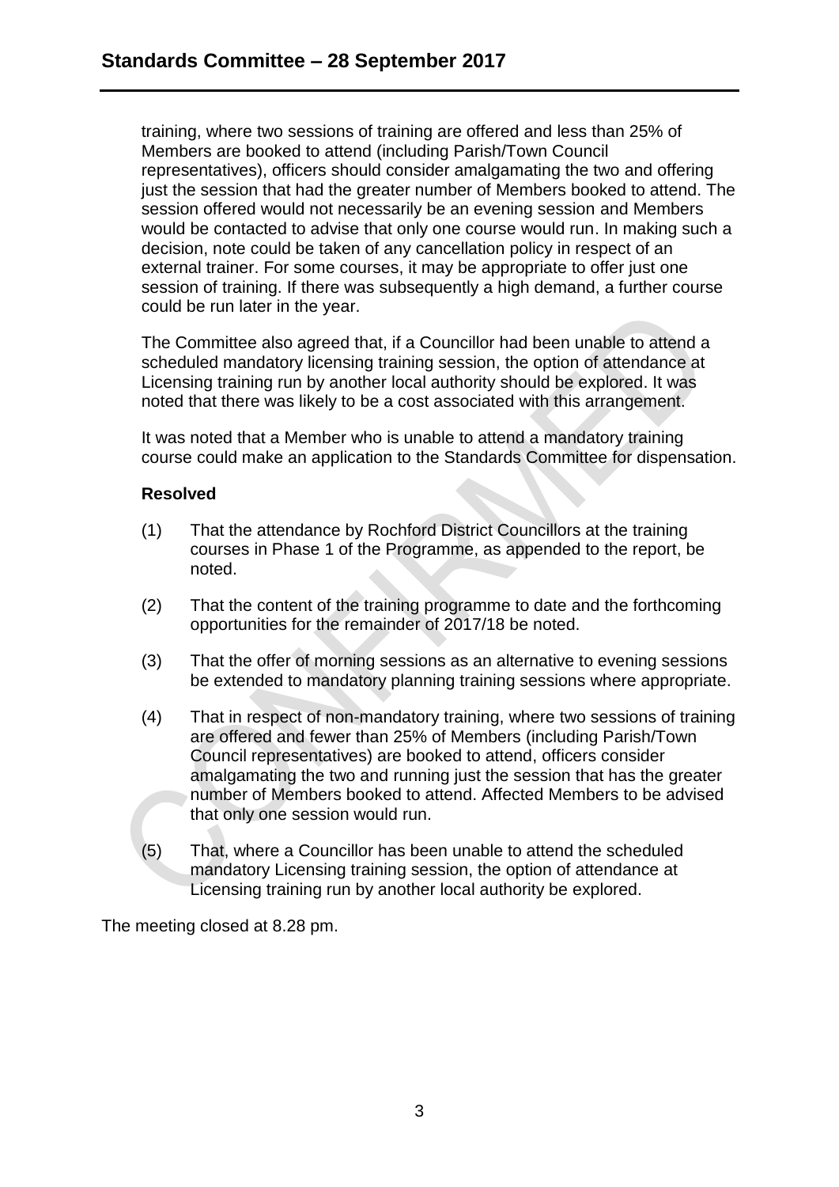training, where two sessions of training are offered and less than 25% of Members are booked to attend (including Parish/Town Council representatives), officers should consider amalgamating the two and offering just the session that had the greater number of Members booked to attend. The session offered would not necessarily be an evening session and Members would be contacted to advise that only one course would run. In making such a decision, note could be taken of any cancellation policy in respect of an external trainer. For some courses, it may be appropriate to offer just one session of training. If there was subsequently a high demand, a further course could be run later in the year.

The Committee also agreed that, if a Councillor had been unable to attend a scheduled mandatory licensing training session, the option of attendance at Licensing training run by another local authority should be explored. It was noted that there was likely to be a cost associated with this arrangement.

It was noted that a Member who is unable to attend a mandatory training course could make an application to the Standards Committee for dispensation.

**Resolved**

(1) That the attendance by Rochford District Councillors at the training courses in Phase 1 of the Programme, as appended to the report, be noted.

(2) That the content of the training programme to date and the forthcoming opportunities for the remainder of 2017/18 be noted.

(3) That the offer of morning sessions as an alternative to evening sessions be extended to mandatory planning training sessions where appropriate.

(4) That in respect of non-mandatory training, where two sessions of training are offered and fewer than 25% of Members (including Parish/Town Council representatives) are booked to attend, officers consider amalgamating the two and running just the session that has the greater number of Members booked to attend. Affected Members to be advised that only one session would run.

(5) That, where a Councillor has been unable to attend the scheduled mandatory Licensing training session, the option of attendance at Licensing training run by another local authority be explored.

The meeting closed at 8.28 pm.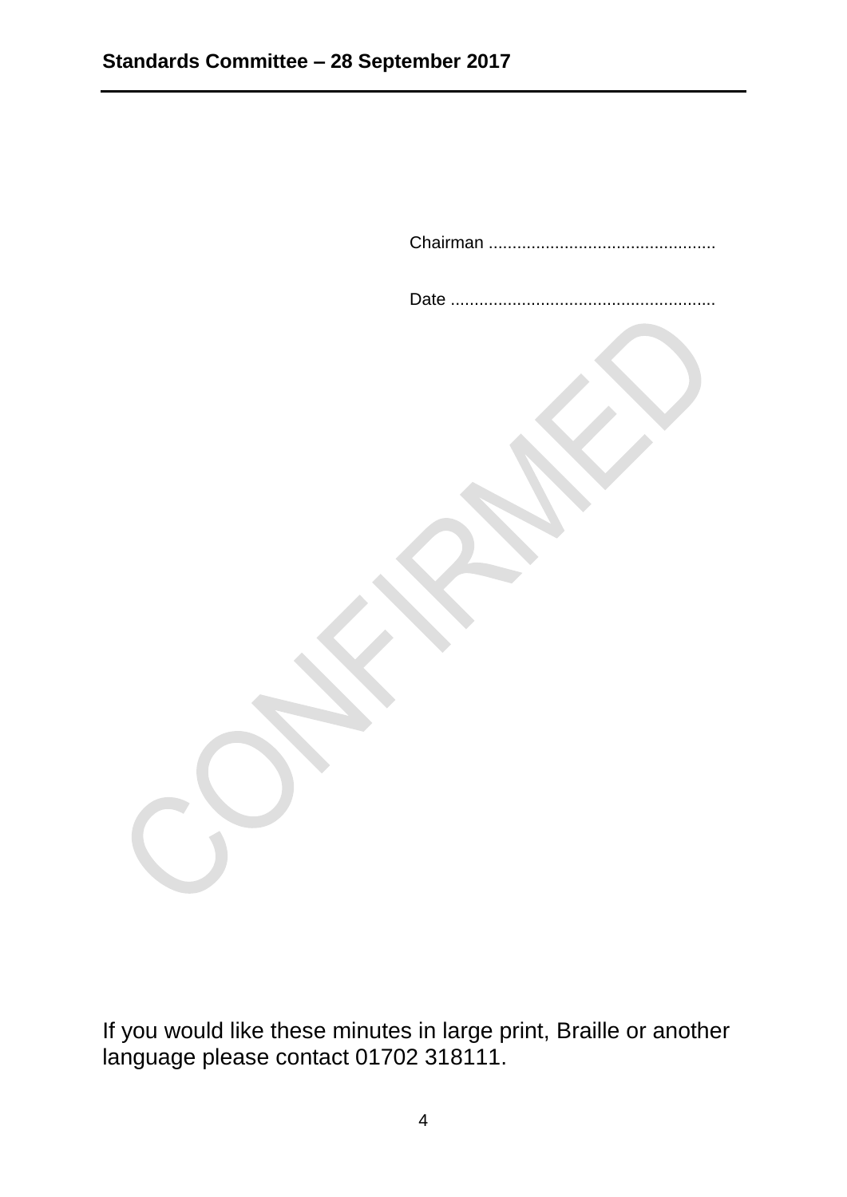Chairman ................................................

Date ........................................................

CONFIRMED

If you would like these minutes in large print, Braille or another language please contact 01702 318111.